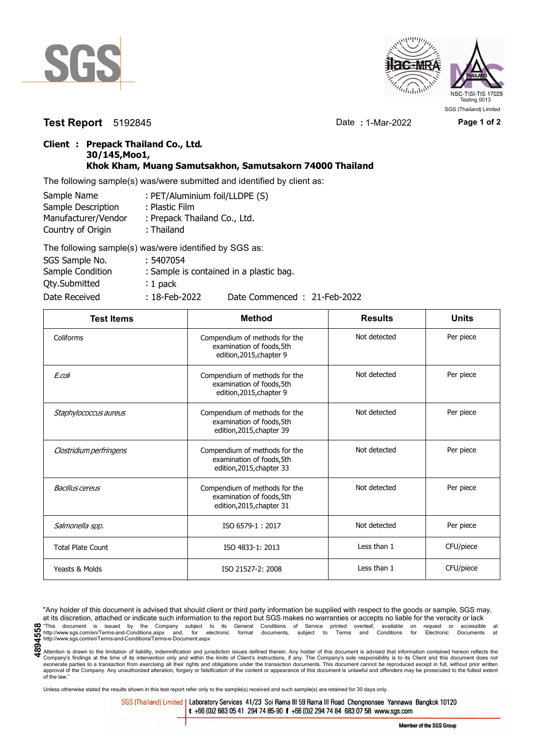SGS

ilac-MRA | THAILAND NSC-TISI-TIS 17025 Testing 0013

SGS (Thailand) Limited

**Test Report** 5192845 Date : 1-Mar-2022

**Client : Prepack Thailand Co., Ltd.**
**30/145,Moo1,**
**Khok Kham, Muang Samutsakhon, Samutsakorn 74000 Thailand**

The following sample(s) was/were submitted and identified by client as:

| | |
|---|---|
| Sample Name | : PET/Aluminium foil/LLDPE (S) |
| Sample Description | : Plastic Film |
| Manufacturer/Vendor | : Prepack Thailand Co., Ltd. |
| Country of Origin | : Thailand |

The following sample(s) was/were identified by SGS as:

| | |
|---|---|
| SGS Sample No. | : 5407054 |
| Sample Condition | : Sample is contained in a plastic bag. |
| Qty.Submitted | : 1 pack |
| Date Received | : 18-Feb-2022 Date Commenced : 21-Feb-2022 |

| Test Items | Method | Results | Units |
|---|---|---|---|
| Coliforms | Compendium of methods for the examination of foods,5th edition,2015,chapter 9 | Not detected | Per piece |
| *E.coli* | Compendium of methods for the examination of foods,5th edition,2015,chapter 9 | Not detected | Per piece |
| *Staphylococcus aureus* | Compendium of methods for the examination of foods,5th edition,2015,chapter 39 | Not detected | Per piece |
| *Clostridium perfringens* | Compendium of methods for the examination of foods,5th edition,2015,chapter 33 | Not detected | Per piece |
| *Bacillus cereus* | Compendium of methods for the examination of foods,5th edition,2015,chapter 31 | Not detected | Per piece |
| *Salmonella spp.* | ISO 6579-1 : 2017 | Not detected | Per piece |
| Total Plate Count | ISO 4833-1: 2013 | Less than 1 | CFU/piece |
| Yeasts & Molds | ISO 21527-2: 2008 | Less than 1 | CFU/piece |

"Any holder of this document is advised that should client or third party information be supplied with respect to the goods or sample, SGS may, at its discretion, attached or indicate such information to the report but SGS makes no warranties or accepts no liable for the veracity or lack

"This document is issued by the Company subject to its General Conditions of Service printed overleaf, available on request or accessible at http://www.sgs.com/en/Terms-and-Conditions.aspx and, for electronic format documents, subject to Terms and Conditions for Electronic Documents at http://www.sgs.com/en/Terms-and-Conditions/Terms-e-Document.aspx

Attention is drawn to the limitation of liability, indemnification and jurisdiction issues defined therein. Any holder of this document is advised that information contained hereon reflects the Company's findings at the time of its intervention only and within the limits of Client's instructions, if any. The Company's sole responsibility is to its Client and this document does not exonerate parties to a transaction from exercising all their rights and obligations under the transaction documents. This document cannot be reproduced except in full, without prior written approval of the Company. Any unauthorized alteration, forgery or falsification of the content or appearance of this document is unlawful and offenders may be prosecuted to the fullest extent of the law."

4894558

Unless otherwise stated the results shown in this test report refer only to the sample(s) received and such sample(s) are retained for 30 days only.

SGS (Thailand) Limited | Laboratory Services 41/23 Soi Rama III 59 Rama III Road Chongnonsee Yannawa Bangkok 10120
t +66 (0)2 683 05 41 294 74 85-90 f +66 (0)2 294 74 84 683 07 58 www.sgs.com

Member of the SGS Group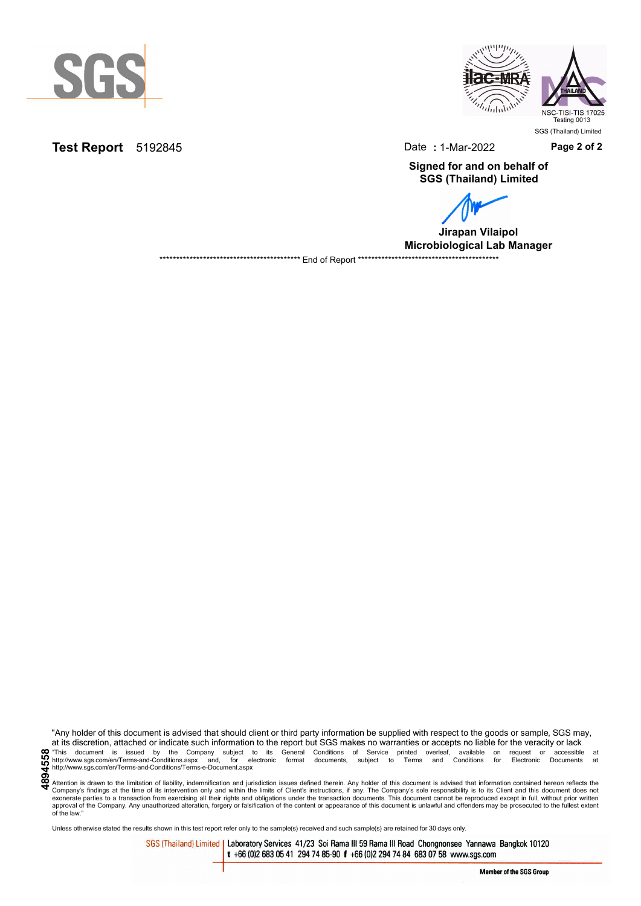**Test Report** 5192845

Date : 1-Mar-2022

**Signed for and on behalf of SGS (Thailand) Limited**

**Jirapan Vilaipol**
**Microbiological Lab Manager**

******************************************** End of Report ********************************************

"Any holder of this document is advised that should client or third party information be supplied with respect to the goods or sample, SGS may, at its discretion, attached or indicate such information to the report but SGS makes no warranties or accepts no liable for the veracity or lack

"This document is issued by the Company subject to its General Conditions of Service printed overleaf, available on request or accessible at http://www.sgs.com/en/Terms-and-Conditions.aspx and, for electronic format documents, subject to Terms and Conditions for Electronic Documents at http://www.sgs.com/en/Terms-and-Conditions/Terms-e-Document.aspx

Attention is drawn to the limitation of liability, indemnification and jurisdiction issues defined therein. Any holder of this document is advised that information contained hereon reflects the Company's findings at the time of its intervention only and within the limits of Client's instructions, if any. The Company's sole responsibility is to its Client and this document does not exonerate parties to a transaction from exercising all their rights and obligations under the transaction documents. This document cannot be reproduced except in full, without prior written approval of the Company. Any unauthorized alteration, forgery or falsification of the content or appearance of this document is unlawful and offenders may be prosecuted to the fullest extent of the law."

Unless otherwise stated the results shown in this test report refer only to the sample(s) received and such sample(s) are retained for 30 days only.

4894558

SGS (Thailand) Limited | Laboratory Services 41/23 Soi Rama III 59 Rama III Road Chongnonsee Yannawa Bangkok 10120
t +66 (0)2 683 05 41 294 74 85-90 f +66 (0)2 294 74 84 683 07 58 www.sgs.com

Member of the SGS Group